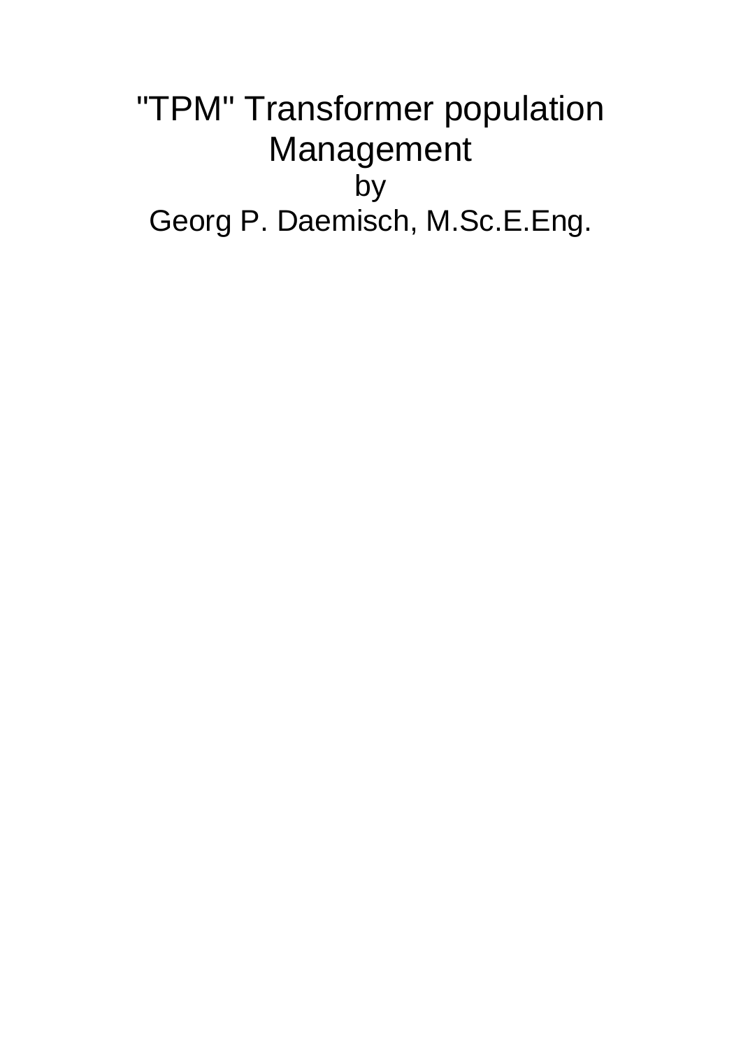# "TPM" Transformer population Management

by

Georg P. Daemisch, M.Sc.E.Eng.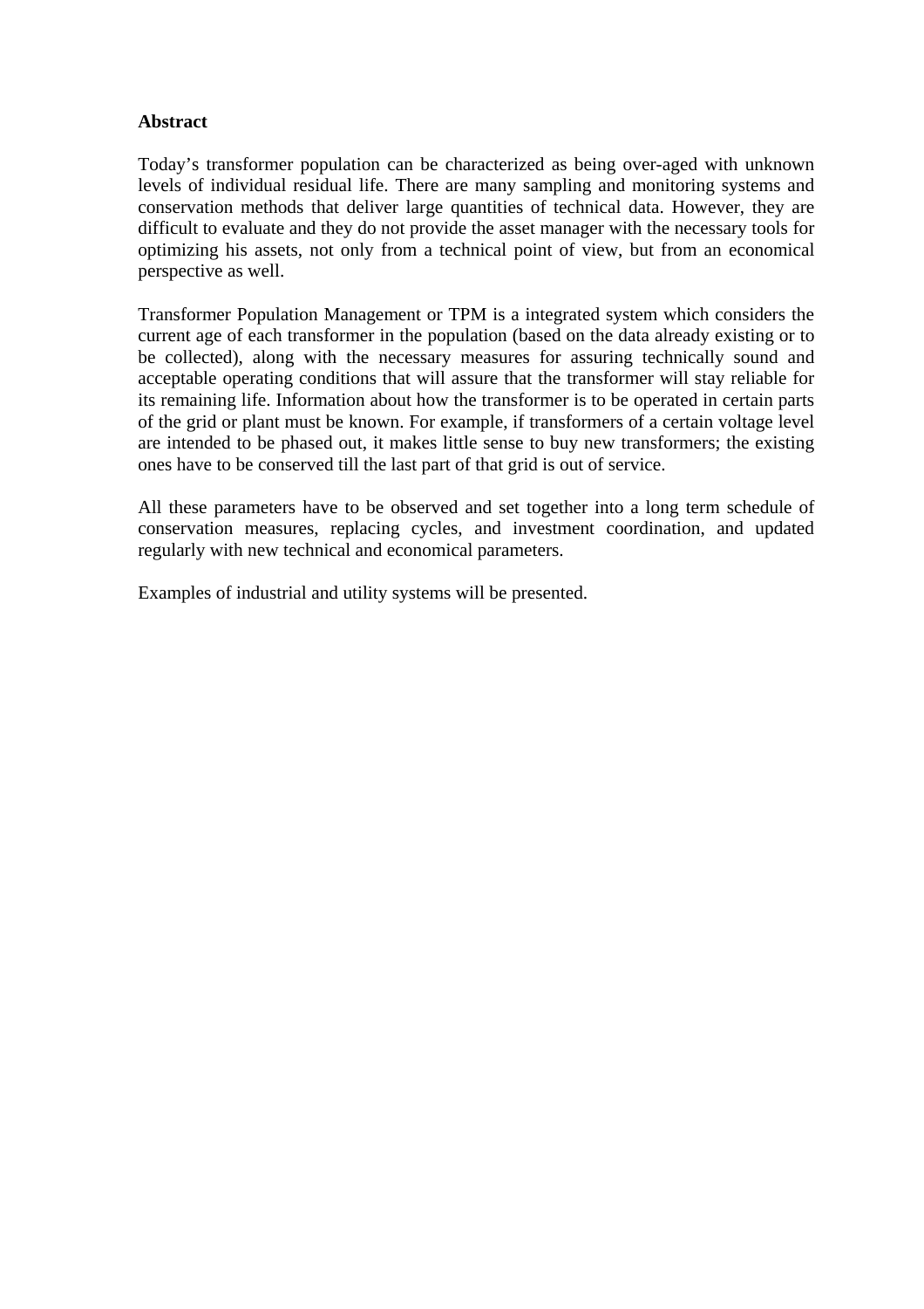**Abstract**

Today's transformer population can be characterized as being over-aged with unknown levels of individual residual life. There are many sampling and monitoring systems and conservation methods that deliver large quantities of technical data. However, they are difficult to evaluate and they do not provide the asset manager with the necessary tools for optimizing his assets, not only from a technical point of view, but from an economical perspective as well.

Transformer Population Management or TPM is a integrated system which considers the current age of each transformer in the population (based on the data already existing or to be collected), along with the necessary measures for assuring technically sound and acceptable operating conditions that will assure that the transformer will stay reliable for its remaining life. Information about how the transformer is to be operated in certain parts of the grid or plant must be known. For example, if transformers of a certain voltage level are intended to be phased out, it makes little sense to buy new transformers; the existing ones have to be conserved till the last part of that grid is out of service.

All these parameters have to be observed and set together into a long term schedule of conservation measures, replacing cycles, and investment coordination, and updated regularly with new technical and economical parameters.

Examples of industrial and utility systems will be presented.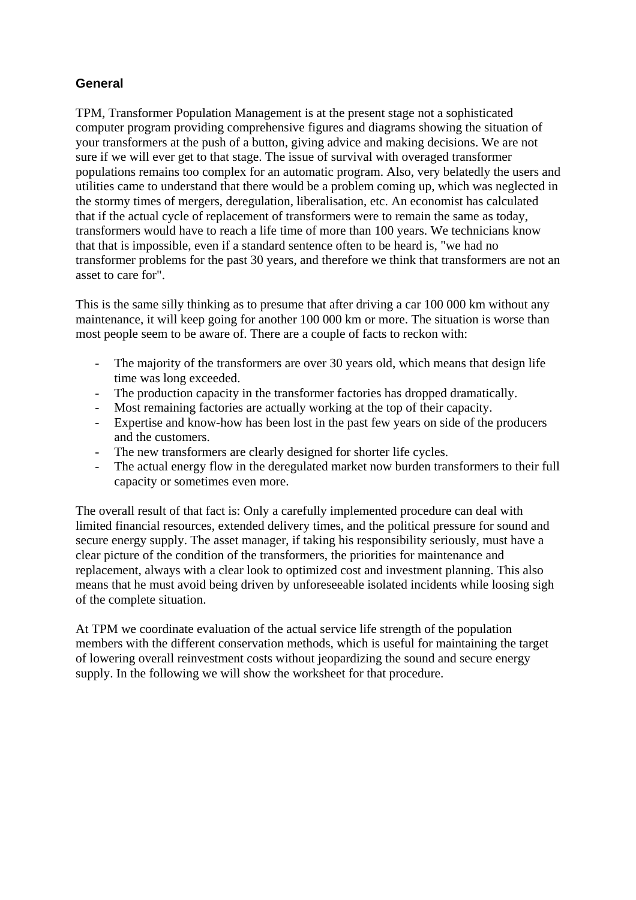## General

TPM, Transformer Population Management is at the present stage not a sophisticated computer program providing comprehensive figures and diagrams showing the situation of your transformers at the push of a button, giving advice and making decisions. We are not sure if we will ever get to that stage. The issue of survival with overaged transformer populations remains too complex for an automatic program. Also, very belatedly the users and utilities came to understand that there would be a problem coming up, which was neglected in the stormy times of mergers, deregulation, liberalisation, etc. An economist has calculated that if the actual cycle of replacement of transformers were to remain the same as today, transformers would have to reach a life time of more than 100 years. We technicians know that that is impossible, even if a standard sentence often to be heard is, "we had no transformer problems for the past 30 years, and therefore we think that transformers are not an asset to care for".

This is the same silly thinking as to presume that after driving a car 100 000 km without any maintenance, it will keep going for another 100 000 km or more. The situation is worse than most people seem to be aware of. There are a couple of facts to reckon with:

- The majority of the transformers are over 30 years old, which means that design life time was long exceeded.
- The production capacity in the transformer factories has dropped dramatically.
- Most remaining factories are actually working at the top of their capacity.
- Expertise and know-how has been lost in the past few years on side of the producers and the customers.
- The new transformers are clearly designed for shorter life cycles.
- The actual energy flow in the deregulated market now burden transformers to their full capacity or sometimes even more.

The overall result of that fact is: Only a carefully implemented procedure can deal with limited financial resources, extended delivery times, and the political pressure for sound and secure energy supply. The asset manager, if taking his responsibility seriously, must have a clear picture of the condition of the transformers, the priorities for maintenance and replacement, always with a clear look to optimized cost and investment planning. This also means that he must avoid being driven by unforeseeable isolated incidents while loosing sigh of the complete situation.

At TPM we coordinate evaluation of the actual service life strength of the population members with the different conservation methods, which is useful for maintaining the target of lowering overall reinvestment costs without jeopardizing the sound and secure energy supply. In the following we will show the worksheet for that procedure.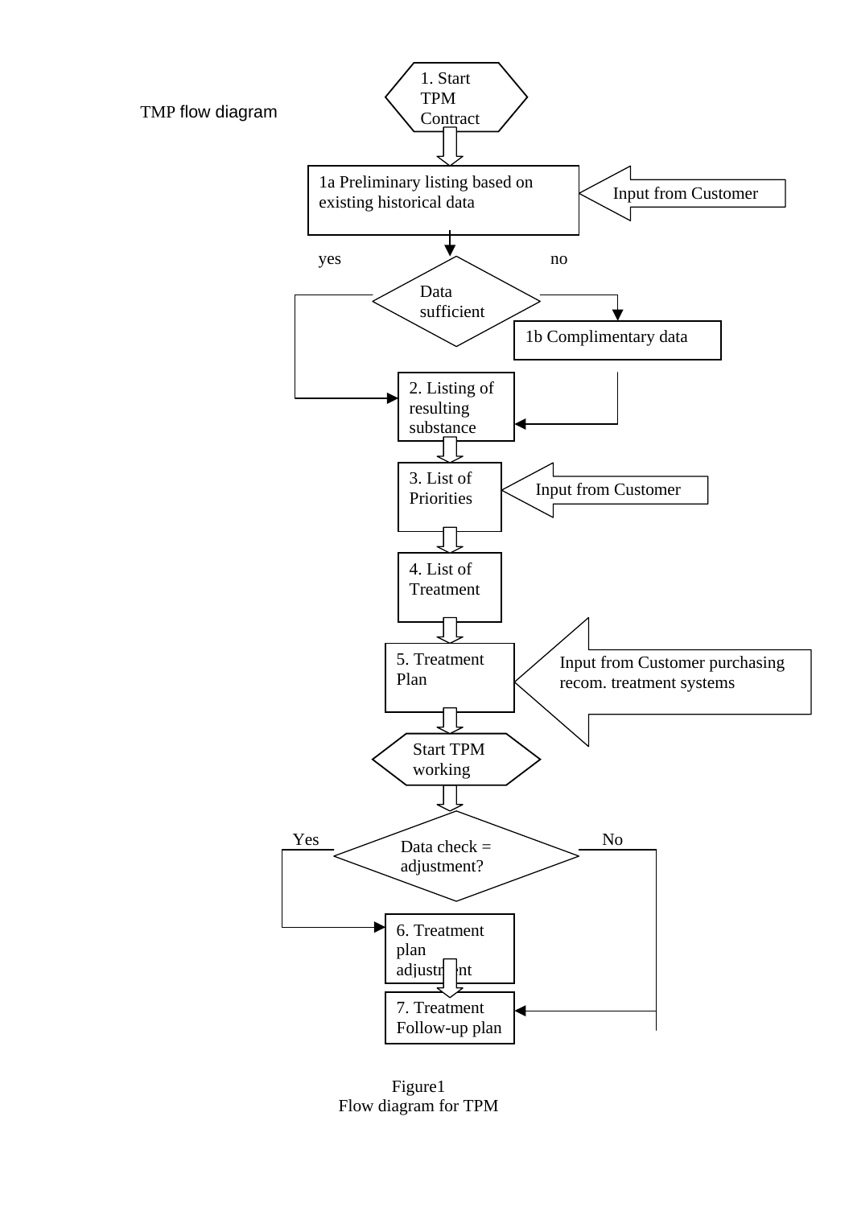TMP flow diagram

1. Start TPM Contract

1a Preliminary listing based on existing historical data

Input from Customer

yes

no

Data sufficient

1b Complimentary data

2. Listing of resulting substance

3. List of Priorities

Input from Customer

4. List of Treatment

5. Treatment Plan

Input from Customer purchasing recom. treatment systems

Start TPM working

Yes

No

Data check = adjustment?

6. Treatment plan adjustment

7. Treatment Follow-up plan

Figure1
Flow diagram for TPM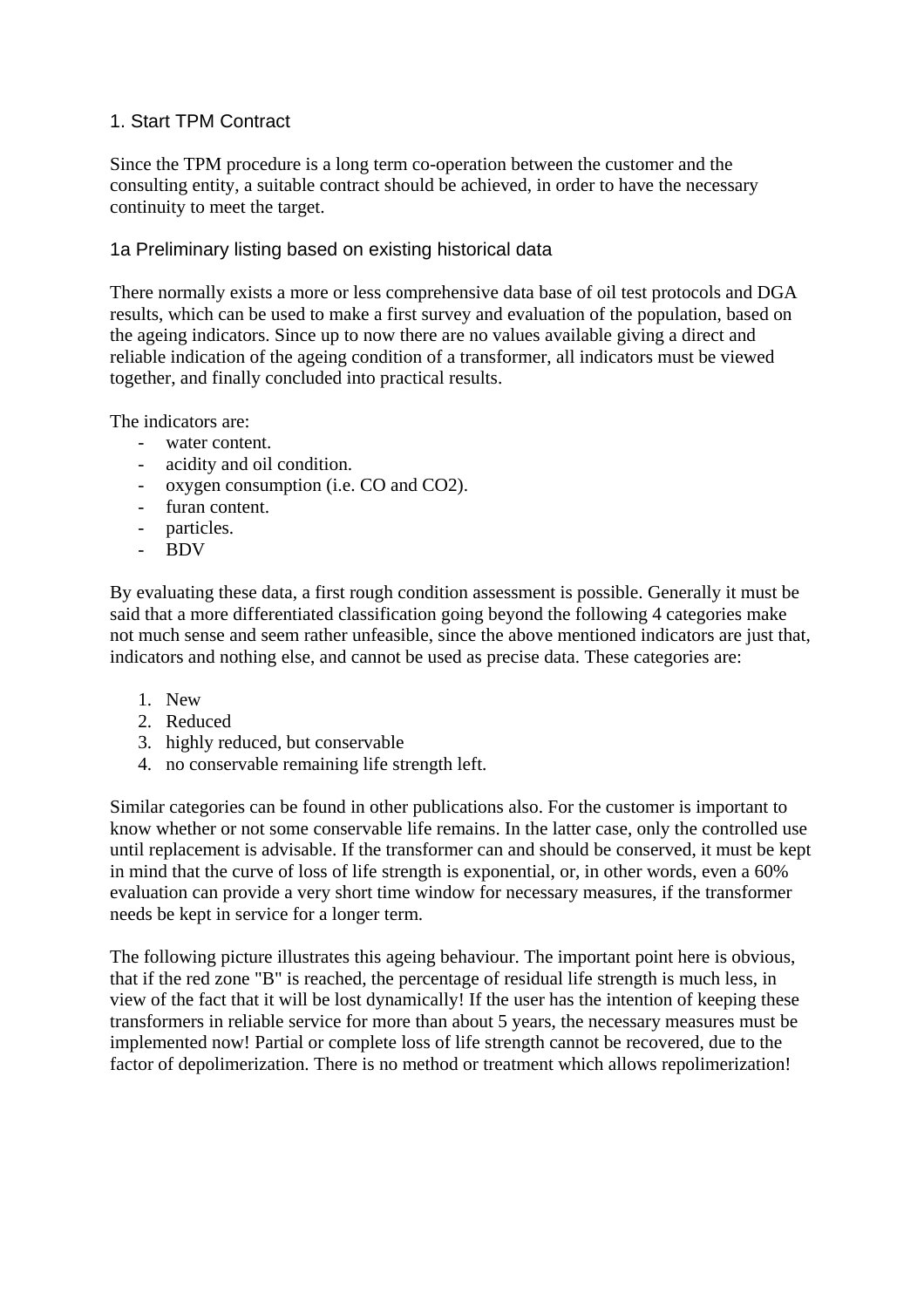## 1. Start TPM Contract

Since the TPM procedure is a long term co-operation between the customer and the consulting entity, a suitable contract should be achieved, in order to have the necessary continuity to meet the target.

### 1a Preliminary listing based on existing historical data

There normally exists a more or less comprehensive data base of oil test protocols and DGA results, which can be used to make a first survey and evaluation of the population, based on the ageing indicators. Since up to now there are no values available giving a direct and reliable indication of the ageing condition of a transformer, all indicators must be viewed together, and finally concluded into practical results.

The indicators are:

- water content.
- acidity and oil condition.
- oxygen consumption (i.e. CO and $CO_2$).
- furan content.
- particles.
- BDV

By evaluating these data, a first rough condition assessment is possible. Generally it must be said that a more differentiated classification going beyond the following 4 categories make not much sense and seem rather unfeasible, since the above mentioned indicators are just that, indicators and nothing else, and cannot be used as precise data. These categories are:

1. New
2. Reduced
3. highly reduced, but conservable
4. no conservable remaining life strength left.

Similar categories can be found in other publications also. For the customer is important to know whether or not some conservable life remains. In the latter case, only the controlled use until replacement is advisable. If the transformer can and should be conserved, it must be kept in mind that the curve of loss of life strength is exponential, or, in other words, even a 60% evaluation can provide a very short time window for necessary measures, if the transformer needs be kept in service for a longer term.

The following picture illustrates this ageing behaviour. The important point here is obvious, that if the red zone "B" is reached, the percentage of residual life strength is much less, in view of the fact that it will be lost dynamically! If the user has the intention of keeping these transformers in reliable service for more than about 5 years, the necessary measures must be implemented now! Partial or complete loss of life strength cannot be recovered, due to the factor of depolimerization. There is no method or treatment which allows repolimerization!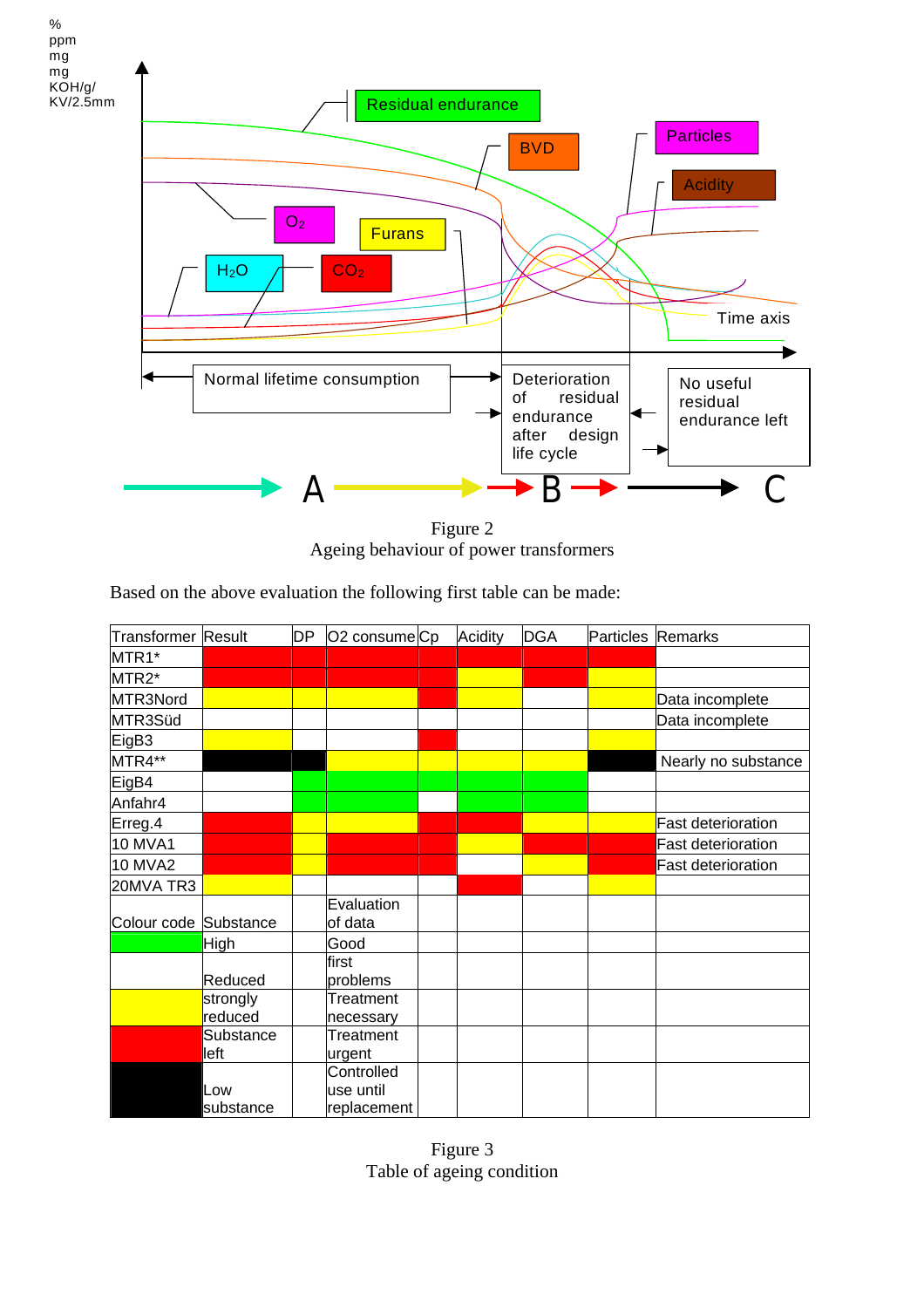Figure 2
Ageing behaviour of power transformers

Based on the above evaluation the following first table can be made:

| Transformer | Result | DP | O2 consume | Cp | Acidity | DGA | Particles | Remarks |
|---|---|---|---|---|---|---|---|---|
| MTR1* | Red | Red | Red | Red | Red | Red | Red | |
| MTR2* | Red | Red | Red | Red | Yellow | Red | Yellow | |
| MTR3Nord | Yellow | Yellow | Yellow | Red | Yellow | | Yellow | Data incomplete |
| MTR3Süd | | | | | | | | Data incomplete |
| EigB3 | Yellow | | | Red | | | Yellow | |
| MTR4** | Black | Black | Yellow | Yellow | Yellow | Yellow | Black | Nearly no substance |
| EigB4 | | | Green | Green | Green | Green | | |
| Anfahr4 | | Green | Green | | Green | Green | | |
| Erreg.4 | Red | Yellow | Yellow | Red | Red | Yellow | Yellow | Fast deterioration |
| 10 MVA1 | Red | Yellow | Red | Red | Yellow | Red | Red | Fast deterioration |
| 10 MVA2 | Red | Yellow | Red | Red | | Yellow | Red | Fast deterioration |
| 20MVA TR3 | Yellow | | | | Red | | Yellow | |

| Colour code | Substance | Evaluation of data |
|---|---|---|
| Green | High | Good |
| (White) | Reduced | first problems |
| Yellow | strongly reduced | Treatment necessary |
| Red | Substance left | Treatment urgent |
| Black | Low substance | Controlled use until replacement |

Figure 3
Table of ageing condition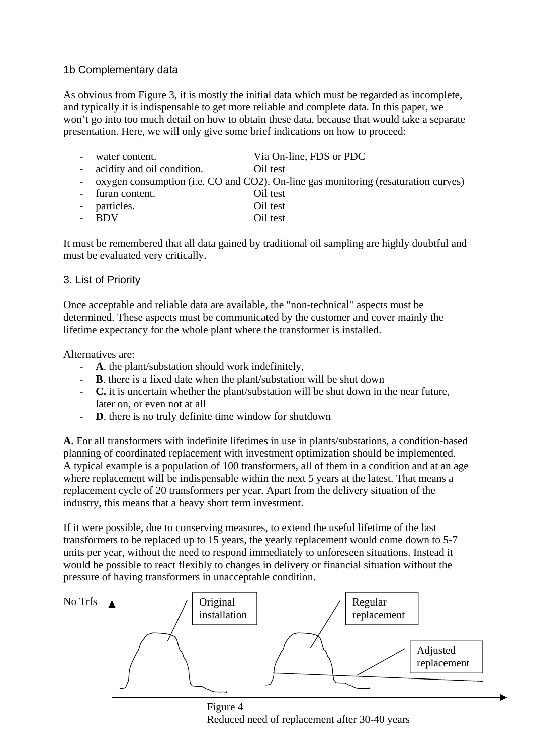## 1b Complementary data

As obvious from Figure 3, it is mostly the initial data which must be regarded as incomplete, and typically it is indispensable to get more reliable and complete data. In this paper, we won't go into too much detail on how to obtain these data, because that would take a separate presentation. Here, we will only give some brief indications on how to proceed:

- water content. Via On-line, FDS or PDC
- acidity and oil condition. Oil test
- oxygen consumption (i.e. CO and $CO_2$). On-line gas monitoring (resaturation curves)
- furan content. Oil test
- particles. Oil test
- BDV Oil test

It must be remembered that all data gained by traditional oil sampling are highly doubtful and must be evaluated very critically.

## 3. List of Priority

Once acceptable and reliable data are available, the "non-technical" aspects must be determined. These aspects must be communicated by the customer and cover mainly the lifetime expectancy for the whole plant where the transformer is installed.

Alternatives are:

- **A**. the plant/substation should work indefinitely,
- **B**. there is a fixed date when the plant/substation will be shut down
- **C.** it is uncertain whether the plant/substation will be shut down in the near future, later on, or even not at all
- **D**. there is no truly definite time window for shutdown

**A.** For all transformers with indefinite lifetimes in use in plants/substations, a condition-based planning of coordinated replacement with investment optimization should be implemented. A typical example is a population of 100 transformers, all of them in a condition and at an age where replacement will be indispensable within the next 5 years at the latest. That means a replacement cycle of 20 transformers per year. Apart from the delivery situation of the industry, this means that a heavy short term investment.

If it were possible, due to conserving measures, to extend the useful lifetime of the last transformers to be replaced up to 15 years, the yearly replacement would come down to 5-7 units per year, without the need to respond immediately to unforeseen situations. Instead it would be possible to react flexibly to changes in delivery or financial situation without the pressure of having transformers in unacceptable condition.

No Trfs

Original installation

Regular replacement

Adjusted replacement

Figure 4
Reduced need of replacement after 30-40 years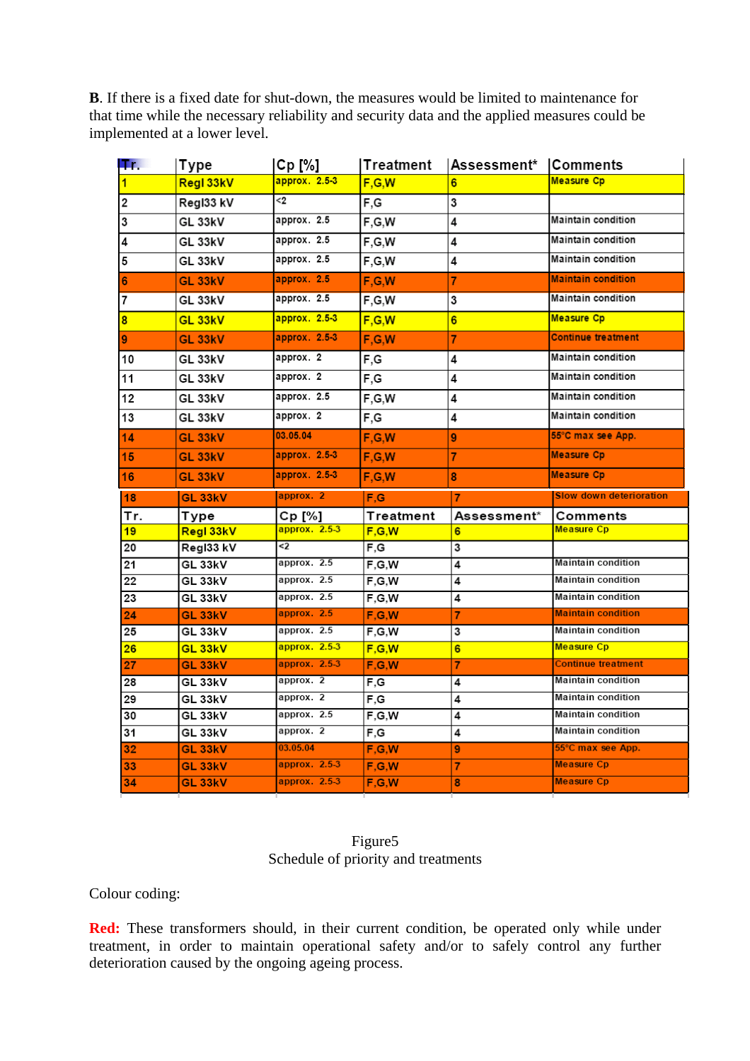**B**. If there is a fixed date for shut-down, the measures would be limited to maintenance for that time while the necessary reliability and security data and the applied measures could be implemented at a lower level.

| Tr. | Type | Cp [%] | Treatment | Assessment* | Comments |
|---|---|---|---|---|---|
| 1 | Regl 33kV | approx. 2.5-3 | F,G,W | 6 | Measure Cp |
| 2 | Regl33 kV | <2 | F,G | 3 | |
| 3 | GL 33kV | approx. 2.5 | F,G,W | 4 | Maintain condition |
| 4 | GL 33kV | approx. 2.5 | F,G,W | 4 | Maintain condition |
| 5 | GL 33kV | approx. 2.5 | F,G,W | 4 | Maintain condition |
| 6 | GL 33kV | approx. 2.5 | F,G,W | 7 | Maintain condition |
| 7 | GL 33kV | approx. 2.5 | F,G,W | 3 | Maintain condition |
| 8 | GL 33kV | approx. 2.5-3 | F,G,W | 6 | Measure Cp |
| 9 | GL 33kV | approx. 2.5-3 | F,G,W | 7 | Continue treatment |
| 10 | GL 33kV | approx. 2 | F,G | 4 | Maintain condition |
| 11 | GL 33kV | approx. 2 | F,G | 4 | Maintain condition |
| 12 | GL 33kV | approx. 2.5 | F,G,W | 4 | Maintain condition |
| 13 | GL 33kV | approx. 2 | F,G | 4 | Maintain condition |
| 14 | GL 33kV | 03.05.04 | F,G,W | 9 | 55°C max see App. |
| 15 | GL 33kV | approx. 2.5-3 | F,G,W | 7 | Measure Cp |
| 16 | GL 33kV | approx. 2.5-3 | F,G,W | 8 | Measure Cp |
| 18 | GL 33kV | approx. 2 | F,G | 7 | Slow down deterioration |
| Tr. | Type | Cp [%] | Treatment | Assessment* | Comments |
| 19 | Regl 33kV | approx. 2.5-3 | F,G,W | 6 | Measure Cp |
| 20 | Regl33 kV | <2 | F,G | 3 | |
| 21 | GL 33kV | approx. 2.5 | F,G,W | 4 | Maintain condition |
| 22 | GL 33kV | approx. 2.5 | F,G,W | 4 | Maintain condition |
| 23 | GL 33kV | approx. 2.5 | F,G,W | 4 | Maintain condition |
| 24 | GL 33kV | approx. 2.5 | F,G,W | 7 | Maintain condition |
| 25 | GL 33kV | approx. 2.5 | F,G,W | 3 | Maintain condition |
| 26 | GL 33kV | approx. 2.5-3 | F,G,W | 6 | Measure Cp |
| 27 | GL 33kV | approx. 2.5-3 | F,G,W | 7 | Continue treatment |
| 28 | GL 33kV | approx. 2 | F,G | 4 | Maintain condition |
| 29 | GL 33kV | approx. 2 | F,G | 4 | Maintain condition |
| 30 | GL 33kV | approx. 2.5 | F,G,W | 4 | Maintain condition |
| 31 | GL 33kV | approx. 2 | F,G | 4 | Maintain condition |
| 32 | GL 33kV | 03.05.04 | F,G,W | 9 | 55°C max see App. |
| 33 | GL 33kV | approx. 2.5-3 | F,G,W | 7 | Measure Cp |
| 34 | GL 33kV | approx. 2.5-3 | F,G,W | 8 | Measure Cp |

Figure5
Schedule of priority and treatments

Colour coding:

**Red:** These transformers should, in their current condition, be operated only while under treatment, in order to maintain operational safety and/or to safely control any further deterioration caused by the ongoing ageing process.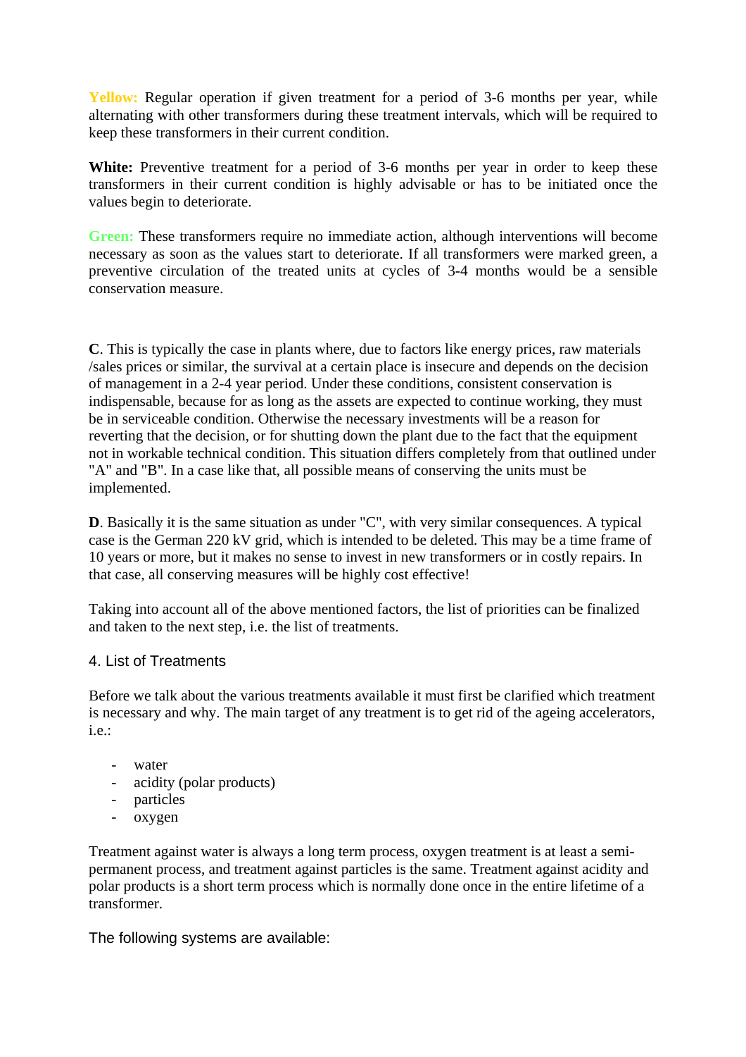**Yellow:** Regular operation if given treatment for a period of 3-6 months per year, while alternating with other transformers during these treatment intervals, which will be required to keep these transformers in their current condition.

**White:** Preventive treatment for a period of 3-6 months per year in order to keep these transformers in their current condition is highly advisable or has to be initiated once the values begin to deteriorate.

**Green:** These transformers require no immediate action, although interventions will become necessary as soon as the values start to deteriorate. If all transformers were marked green, a preventive circulation of the treated units at cycles of 3-4 months would be a sensible conservation measure.

**C**. This is typically the case in plants where, due to factors like energy prices, raw materials /sales prices or similar, the survival at a certain place is insecure and depends on the decision of management in a 2-4 year period. Under these conditions, consistent conservation is indispensable, because for as long as the assets are expected to continue working, they must be in serviceable condition. Otherwise the necessary investments will be a reason for reverting that the decision, or for shutting down the plant due to the fact that the equipment not in workable technical condition. This situation differs completely from that outlined under "A" and "B". In a case like that, all possible means of conserving the units must be implemented.

**D**. Basically it is the same situation as under "C", with very similar consequences. A typical case is the German 220 kV grid, which is intended to be deleted. This may be a time frame of 10 years or more, but it makes no sense to invest in new transformers or in costly repairs. In that case, all conserving measures will be highly cost effective!

Taking into account all of the above mentioned factors, the list of priorities can be finalized and taken to the next step, i.e. the list of treatments.

## 4. List of Treatments

Before we talk about the various treatments available it must first be clarified which treatment is necessary and why. The main target of any treatment is to get rid of the ageing accelerators, i.e.:

- water
- acidity (polar products)
- particles
- oxygen

Treatment against water is always a long term process, oxygen treatment is at least a semi-permanent process, and treatment against particles is the same. Treatment against acidity and polar products is a short term process which is normally done once in the entire lifetime of a transformer.

The following systems are available: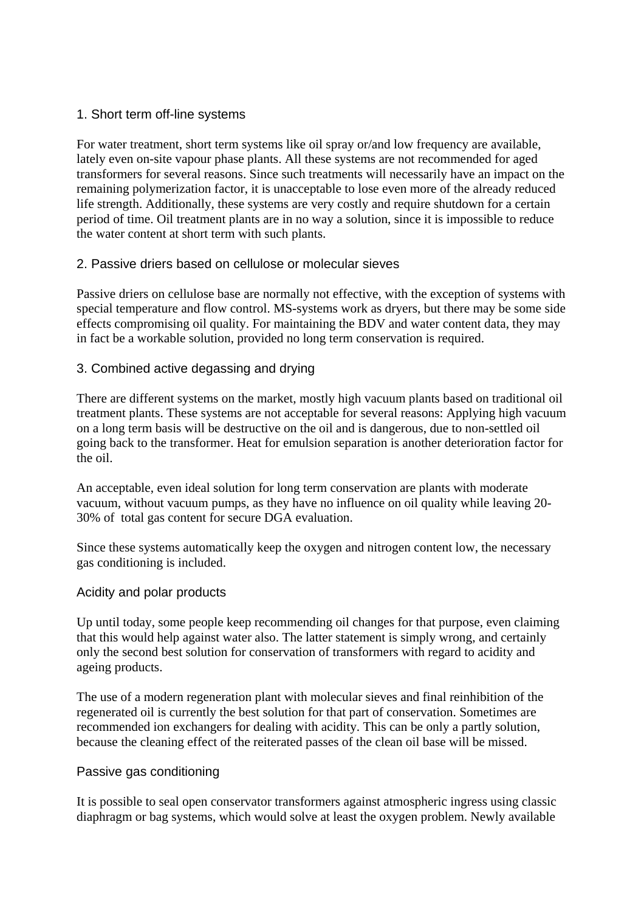### 1. Short term off-line systems

For water treatment, short term systems like oil spray or/and low frequency are available, lately even on-site vapour phase plants. All these systems are not recommended for aged transformers for several reasons. Since such treatments will necessarily have an impact on the remaining polymerization factor, it is unacceptable to lose even more of the already reduced life strength. Additionally, these systems are very costly and require shutdown for a certain period of time. Oil treatment plants are in no way a solution, since it is impossible to reduce the water content at short term with such plants.

### 2. Passive driers based on cellulose or molecular sieves

Passive driers on cellulose base are normally not effective, with the exception of systems with special temperature and flow control. MS-systems work as dryers, but there may be some side effects compromising oil quality. For maintaining the BDV and water content data, they may in fact be a workable solution, provided no long term conservation is required.

### 3. Combined active degassing and drying

There are different systems on the market, mostly high vacuum plants based on traditional oil treatment plants. These systems are not acceptable for several reasons: Applying high vacuum on a long term basis will be destructive on the oil and is dangerous, due to non-settled oil going back to the transformer. Heat for emulsion separation is another deterioration factor for the oil.

An acceptable, even ideal solution for long term conservation are plants with moderate vacuum, without vacuum pumps, as they have no influence on oil quality while leaving 20-30% of total gas content for secure DGA evaluation.

Since these systems automatically keep the oxygen and nitrogen content low, the necessary gas conditioning is included.

### Acidity and polar products

Up until today, some people keep recommending oil changes for that purpose, even claiming that this would help against water also. The latter statement is simply wrong, and certainly only the second best solution for conservation of transformers with regard to acidity and ageing products.

The use of a modern regeneration plant with molecular sieves and final reinhibition of the regenerated oil is currently the best solution for that part of conservation. Sometimes are recommended ion exchangers for dealing with acidity. This can be only a partly solution, because the cleaning effect of the reiterated passes of the clean oil base will be missed.

### Passive gas conditioning

It is possible to seal open conservator transformers against atmospheric ingress using classic diaphragm or bag systems, which would solve at least the oxygen problem. Newly available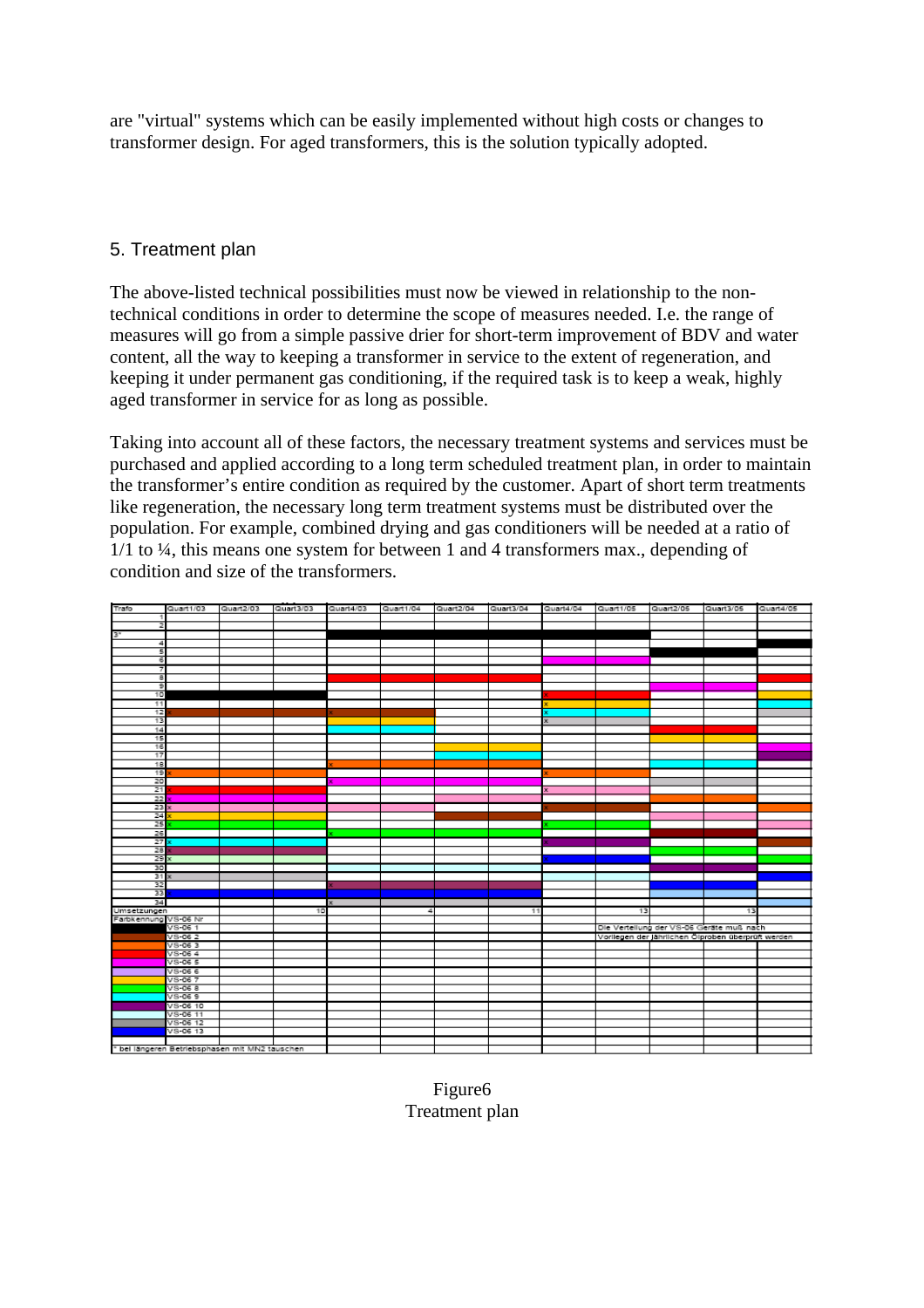are "virtual" systems which can be easily implemented without high costs or changes to transformer design. For aged transformers, this is the solution typically adopted.

## 5. Treatment plan

The above-listed technical possibilities must now be viewed in relationship to the non-technical conditions in order to determine the scope of measures needed. I.e. the range of measures will go from a simple passive drier for short-term improvement of BDV and water content, all the way to keeping a transformer in service to the extent of regeneration, and keeping it under permanent gas conditioning, if the required task is to keep a weak, highly aged transformer in service for as long as possible.

Taking into account all of these factors, the necessary treatment systems and services must be purchased and applied according to a long term scheduled treatment plan, in order to maintain the transformer's entire condition as required by the customer. Apart of short term treatments like regeneration, the necessary long term treatment systems must be distributed over the population. For example, combined drying and gas conditioners will be needed at a ratio of 1/1 to ¼, this means one system for between 1 and 4 transformers max., depending of condition and size of the transformers.

| Trafo | Quart1/03 | Quart2/03 | Quart3/03 | Quart4/03 | Quart1/04 | Quart2/04 | Quart3/04 | Quart4/04 | Quart1/05 | Quart2/05 | Quart3/05 | Quart4/05 |
|---|---|---|---|---|---|---|---|---|---|---|---|---|
| Umsetzungen | | | 10 | | 4 | | 11 | | 13 | | 13 | |

Farbkennung VS-06 Nr: VS-06 1, VS-06 2, VS-06 3, VS-06 4, VS-06 5, VS-06 6, VS-06 7, VS-06 8, VS-06 9, VS-06 10, VS-06 11, VS-06 12, VS-06 13

Die Verteilung der VS-06 Geräte muß nach Vorliegen der jährlichen Ölproben überprüft werden

* bei längeren Betriebsphasen mit MN2 tauschen

Figure6
Treatment plan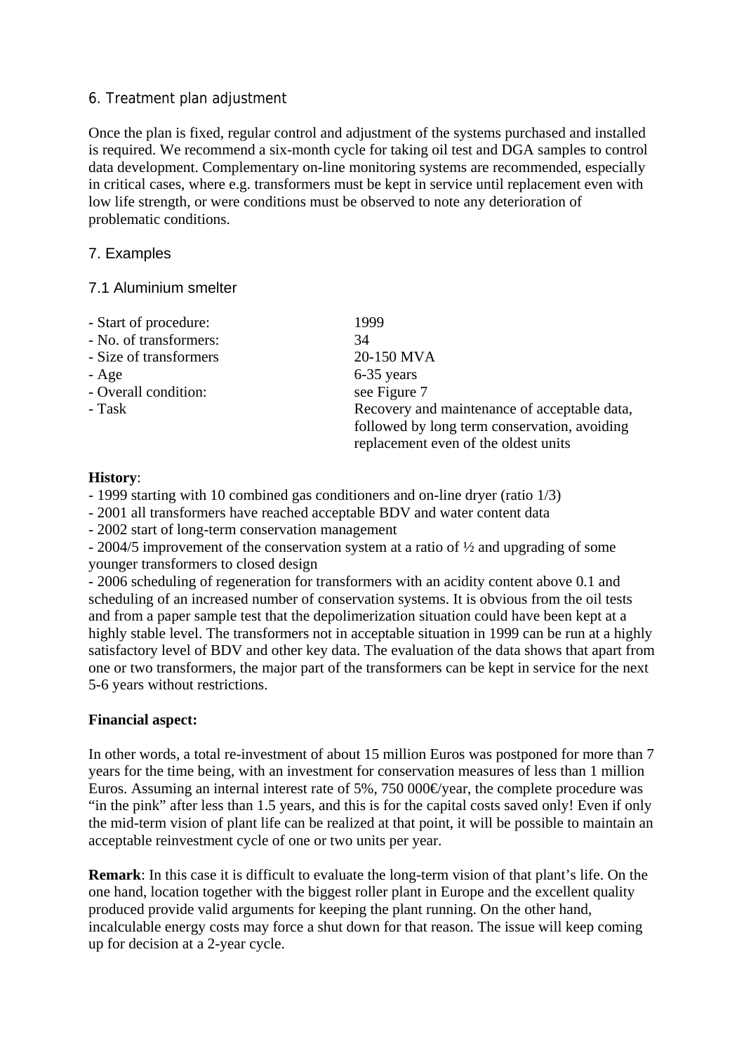## 6. Treatment plan adjustment

Once the plan is fixed, regular control and adjustment of the systems purchased and installed is required. We recommend a six-month cycle for taking oil test and DGA samples to control data development. Complementary on-line monitoring systems are recommended, especially in critical cases, where e.g. transformers must be kept in service until replacement even with low life strength, or were conditions must be observed to note any deterioration of problematic conditions.

## 7. Examples

### 7.1 Aluminium smelter

| | |
|---|---|
| - Start of procedure: | 1999 |
| - No. of transformers: | 34 |
| - Size of transformers | 20-150 MVA |
| - Age | 6-35 years |
| - Overall condition: | see Figure 7 |
| - Task | Recovery and maintenance of acceptable data, followed by long term conservation, avoiding replacement even of the oldest units |

**History**:

- 1999 starting with 10 combined gas conditioners and on-line dryer (ratio 1/3)
- 2001 all transformers have reached acceptable BDV and water content data
- 2002 start of long-term conservation management
- 2004/5 improvement of the conservation system at a ratio of ½ and upgrading of some younger transformers to closed design
- 2006 scheduling of regeneration for transformers with an acidity content above 0.1 and scheduling of an increased number of conservation systems. It is obvious from the oil tests and from a paper sample test that the depolimerization situation could have been kept at a highly stable level. The transformers not in acceptable situation in 1999 can be run at a highly satisfactory level of BDV and other key data. The evaluation of the data shows that apart from one or two transformers, the major part of the transformers can be kept in service for the next 5-6 years without restrictions.

**Financial aspect:**

In other words, a total re-investment of about 15 million Euros was postponed for more than 7 years for the time being, with an investment for conservation measures of less than 1 million Euros. Assuming an internal interest rate of 5%, 750 000€/year, the complete procedure was "in the pink" after less than 1.5 years, and this is for the capital costs saved only! Even if only the mid-term vision of plant life can be realized at that point, it will be possible to maintain an acceptable reinvestment cycle of one or two units per year.

**Remark**: In this case it is difficult to evaluate the long-term vision of that plant's life. On the one hand, location together with the biggest roller plant in Europe and the excellent quality produced provide valid arguments for keeping the plant running. On the other hand, incalculable energy costs may force a shut down for that reason. The issue will keep coming up for decision at a 2-year cycle.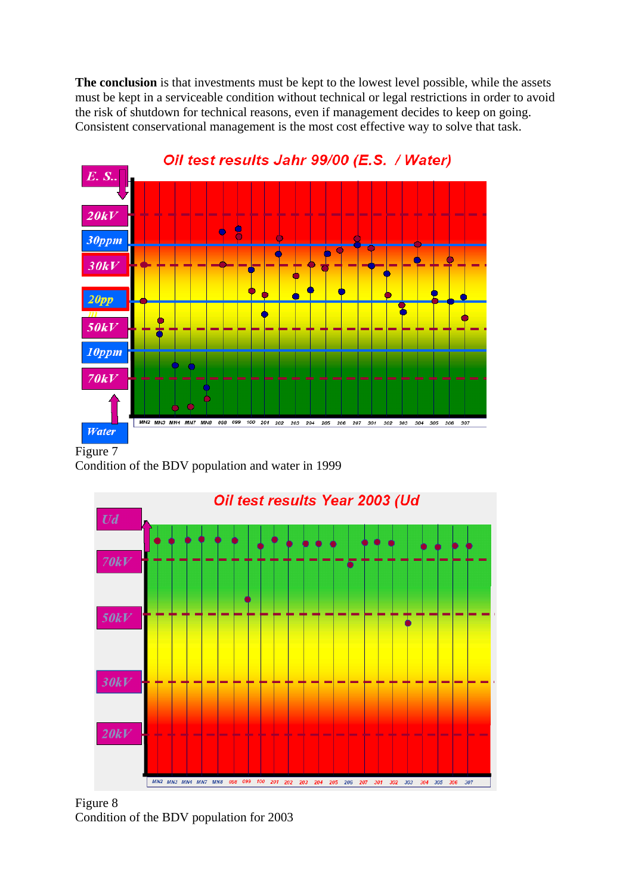**The conclusion** is that investments must be kept to the lowest level possible, while the assets must be kept in a serviceable condition without technical or legal restrictions in order to avoid the risk of shutdown for technical reasons, even if management decides to keep on going. Consistent conservational management is the most cost effective way to solve that task.

Figure 7
Condition of the BDV population and water in 1999

Figure 8
Condition of the BDV population for 2003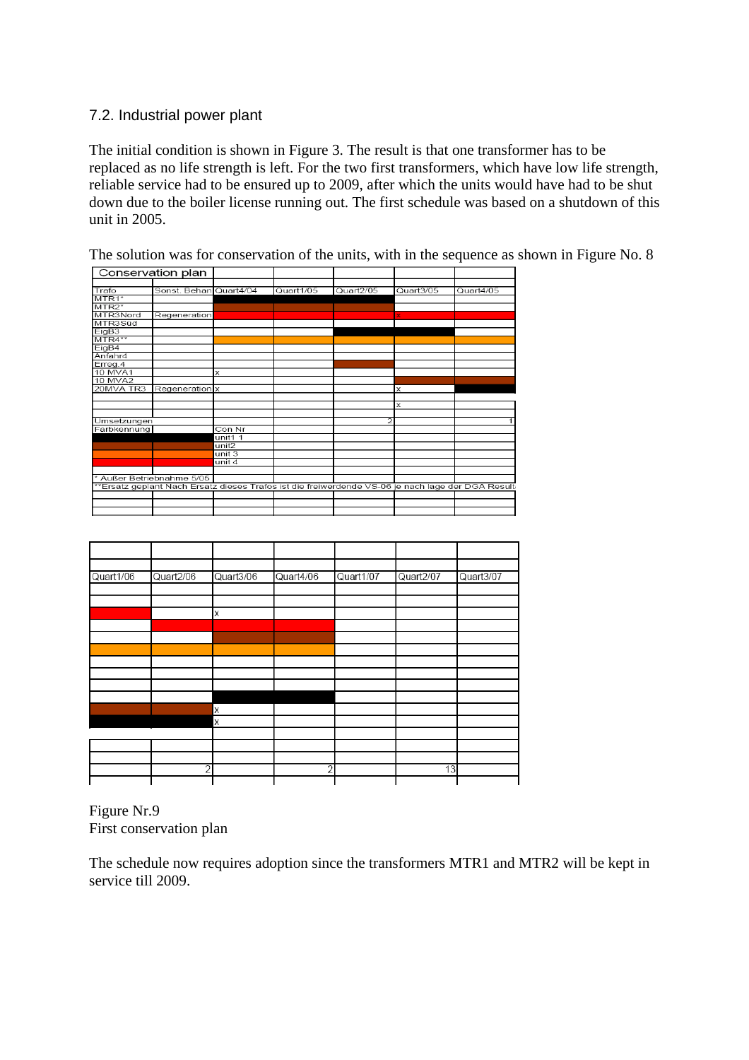## 7.2. Industrial power plant

The initial condition is shown in Figure 3. The result is that one transformer has to be replaced as no life strength is left. For the two first transformers, which have low life strength, reliable service had to be ensured up to 2009, after which the units would have had to be shut down due to the boiler license running out. The first schedule was based on a shutdown of this unit in 2005.

The solution was for conservation of the units, with in the sequence as shown in Figure No. 8

| Conservation plan | | | | | | |
|---|---|---|---|---|---|---|
| Trafo | Sonst. Behan | Quart4/04 | Quart1/05 | Quart2/05 | Quart3/05 | Quart4/05 |
| MTR1* | | | | | | |
| MTR2* | | | | | | |
| MTR3Nord | Regeneration | | | | x | |
| MTR3Süd | | | | | | |
| EigB3 | | | | | | |
| MTR4** | | | | | | |
| EigB4 | | | | | | |
| Anfahr4 | | | | | | |
| Erreg.4 | | | | | | |
| 10 MVA1 | | x | | | | |
| 10 MVA2 | | | | | | |
| 20MVA TR3 | Regeneration | x | | | x | |
| | | | | | | |
| | | | | | x | |
| Umsetzungen | | | | 2 | | 1 |
| Farbkennung | | Con Nr | | | | |
| | | unit1 1 | | | | |
| | | unit2 | | | | |
| | | unit 3 | | | | |
| | | unit 4 | | | | |
| * Außer Betriebnahme 5/05 | | | | | | |
| **Ersatz geplant Nach Ersatz dieses Trafos ist die freiwerdende VS-06 je nach lage der DGA Result | | | | | | |

| Quart1/06 | Quart2/06 | Quart3/06 | Quart4/06 | Quart1/07 | Quart2/07 | Quart3/07 |
|---|---|---|---|---|---|---|
| | | | | | | |
| | | | | | | |
| | | x | | | | |
| | | | | | | |
| | | | | | | |
| | | | | | | |
| | | | | | | |
| | | | | | | |
| | | | | | | |
| | | | | | | |
| | | x | | | | |
| | | x | | | | |
| | | | | | | |
| | | | | | | |
| | 2 | | 2 | | 13 | |

Figure Nr.9
First conservation plan

The schedule now requires adoption since the transformers MTR1 and MTR2 will be kept in service till 2009.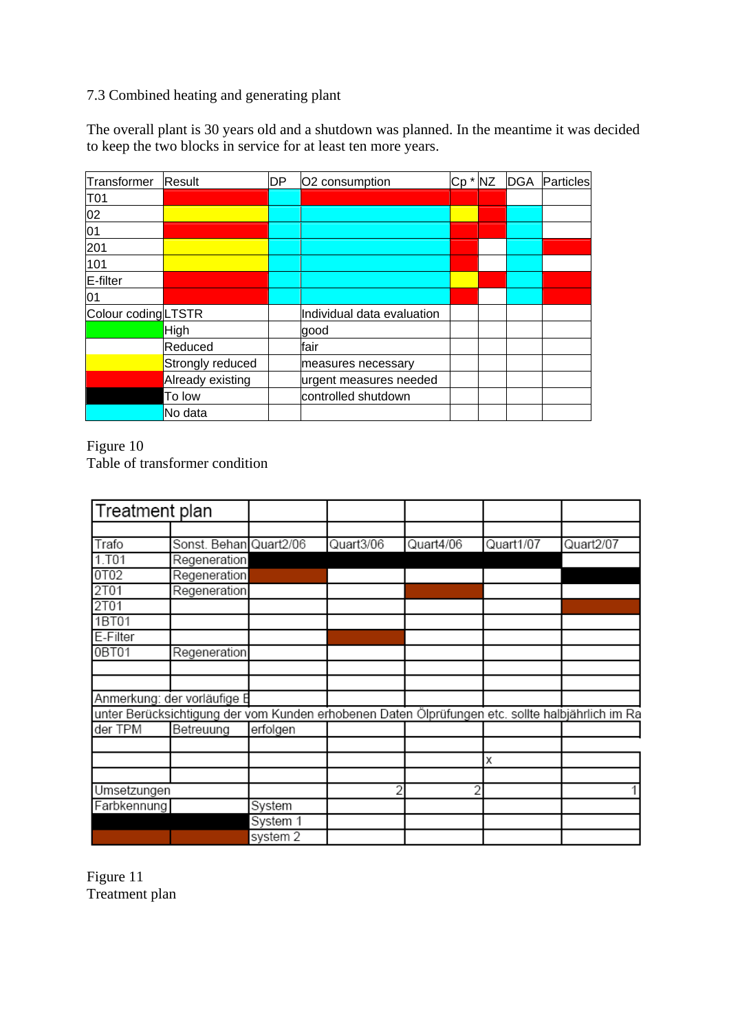7.3 Combined heating and generating plant

The overall plant is 30 years old and a shutdown was planned. In the meantime it was decided to keep the two blocks in service for at least ten more years.

| Transformer | Result | DP | O2 consumption | Cp * | NZ | DGA | Particles |
|---|---|---|---|---|---|---|---|
| T01 | | | | | | | |
| 02 | | | | | | | |
| 01 | | | | | | | |
| 201 | | | | | | | |
| 101 | | | | | | | |
| E-filter | | | | | | | |
| 01 | | | | | | | |
| Colour coding | LTSTR | | Individual data evaluation | | | | |
| | High | | good | | | | |
| | Reduced | | fair | | | | |
| | Strongly reduced | | measures necessary | | | | |
| | Already existing | | urgent measures needed | | | | |
| | To low | | controlled shutdown | | | | |
| | No data | | | | | | |

Figure 10
Table of transformer condition

| Treatment plan | | | | | | |
|---|---|---|---|---|---|---|
| | | | | | | |
| Trafo | Sonst. Behan | Quart2/06 | Quart3/06 | Quart4/06 | Quart1/07 | Quart2/07 |
| 1.T01 | Regeneration | | | | | |
| 0T02 | Regeneration | | | | | |
| 2T01 | Regeneration | | | | | |
| 2T01 | | | | | | |
| 1BT01 | | | | | | |
| E-Filter | | | | | | |
| 0BT01 | Regeneration | | | | | |
| | | | | | | |
| | | | | | | |
| Anmerkung: der vorläufige E | | | | | | |
| unter Berücksichtigung der vom Kunden erhobenen Daten Ölprüfungen etc. sollte halbjährlich im Ra | | | | | | |
| der TPM | Betreuung | erfolgen | | | | |
| | | | | | | |
| | | | | | x | |
| | | | | | | |
| Umsetzungen | | | 2 | 2 | | 1 |
| Farbkennung | | System | | | | |
| | | System 1 | | | | |
| | | system 2 | | | | |

Figure 11
Treatment plan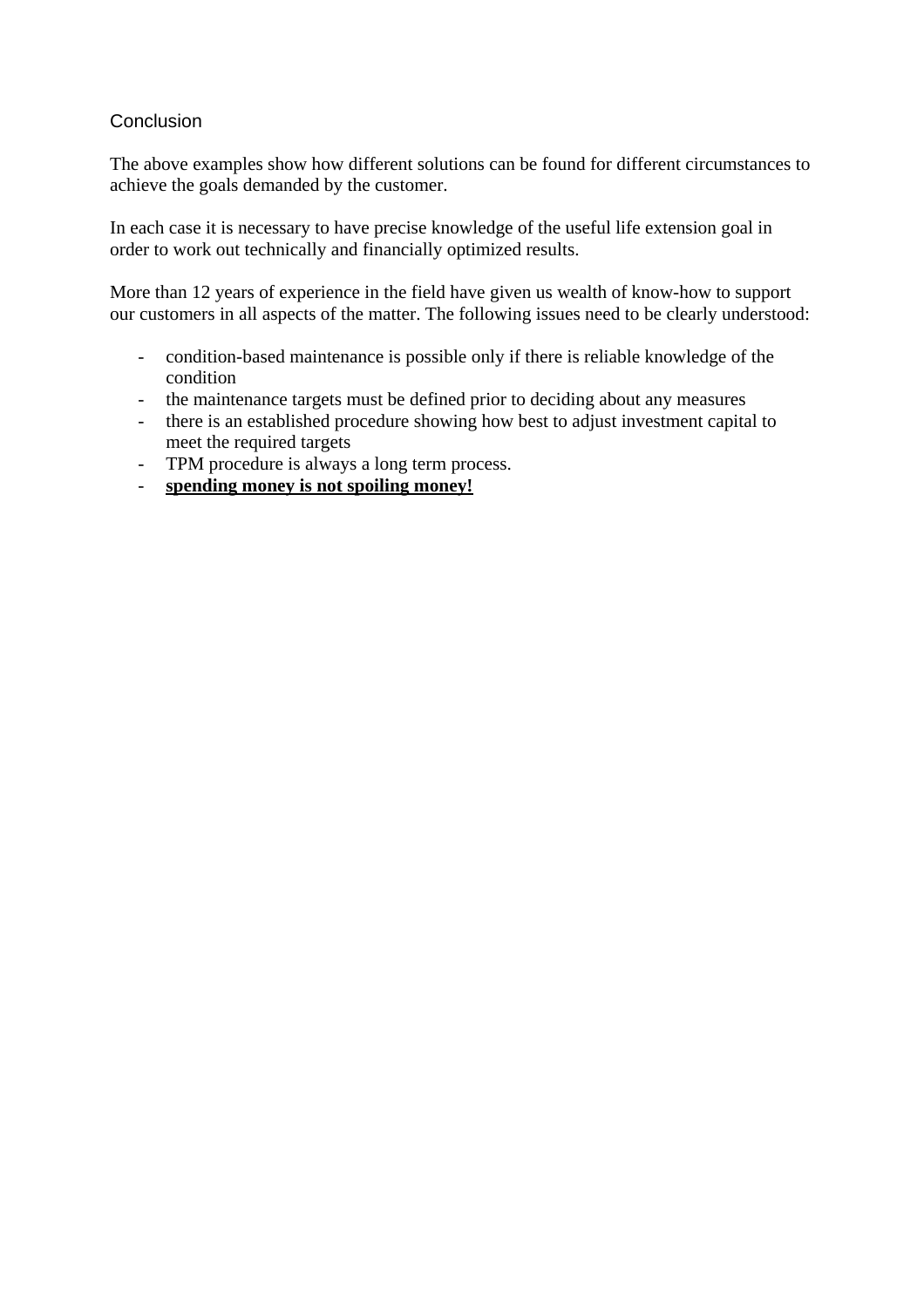## Conclusion

The above examples show how different solutions can be found for different circumstances to achieve the goals demanded by the customer.

In each case it is necessary to have precise knowledge of the useful life extension goal in order to work out technically and financially optimized results.

More than 12 years of experience in the field have given us wealth of know-how to support our customers in all aspects of the matter. The following issues need to be clearly understood:

- condition-based maintenance is possible only if there is reliable knowledge of the condition
- the maintenance targets must be defined prior to deciding about any measures
- there is an established procedure showing how best to adjust investment capital to meet the required targets
- TPM procedure is always a long term process.
- <u>**spending money is not spoiling money!**</u>